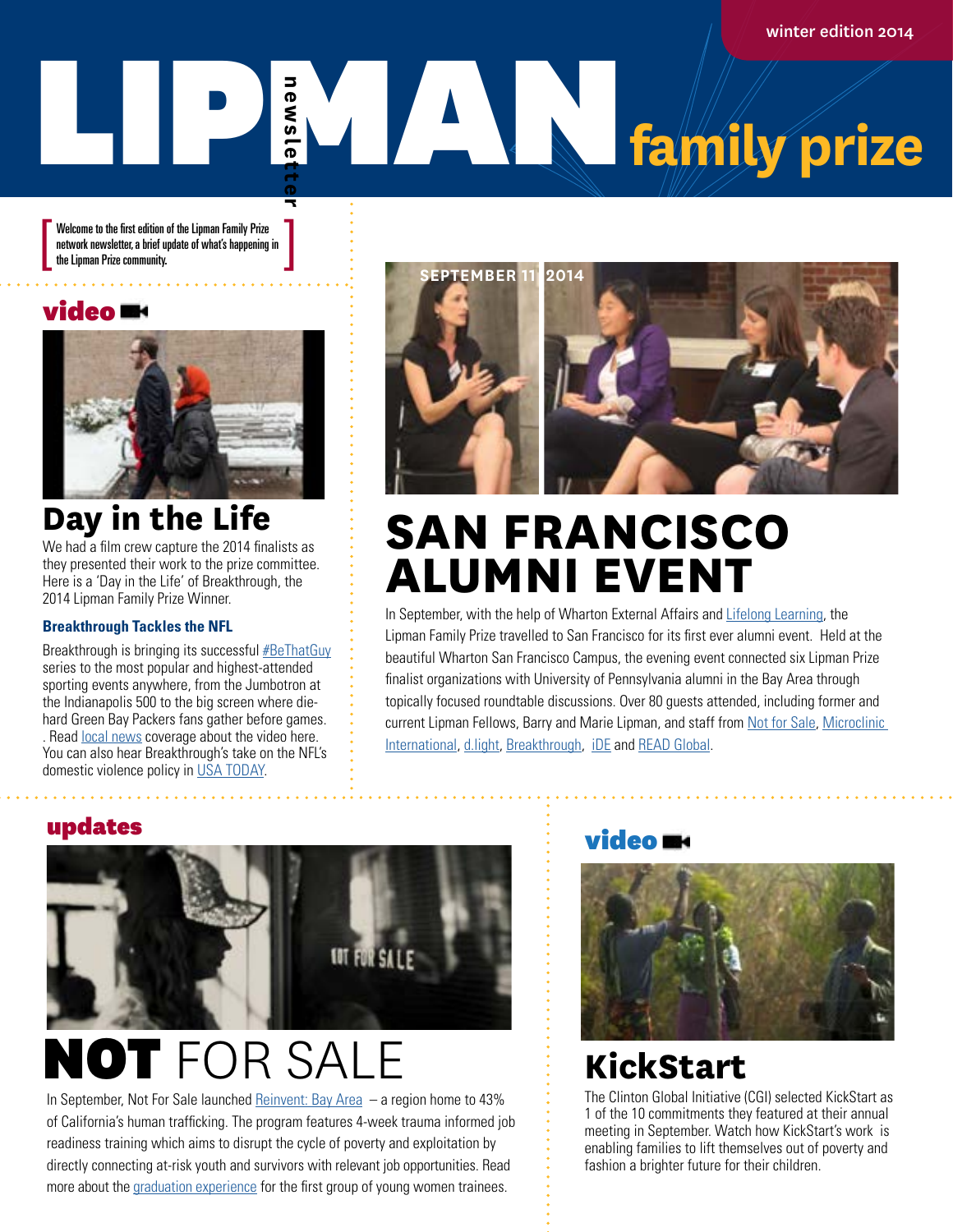# LIPMAN family prize

newsletter

winter edition 2014

[ Welcome to the first edition of the Lipman Family Prize network newsletter, a brief update of what's happening in the Lipman Prize community. ]

## video

### Day in the Life

We had a film crew capture the 2014 finalists as they presented their work to the prize committee. Here is a 'Day in the Life' of Breakthrough, the 2014 Lipman Family Prize Winner.

**Breakthrough Tackles the NFL**

Breakthrough is bringing its successful #BeThatGuy series to the most popular and highest-attended sporting events anywhere, from the Jumbotron at the Indianapolis 500 to the big screen where die-hard Green Bay Packers fans gather before games. . Read local news coverage about the video here. You can also hear Breakthrough's take on the NFL's domestic violence policy in USA TODAY.

SEPTEMBER 11, 2014

## SAN FRANCISCO ALUMNI EVENT

In September, with the help of Wharton External Affairs and Lifelong Learning, the Lipman Family Prize travelled to San Francisco for its first ever alumni event. Held at the beautiful Wharton San Francisco Campus, the evening event connected six Lipman Prize finalist organizations with University of Pennsylvania alumni in the Bay Area through topically focused roundtable discussions. Over 80 guests attended, including former and current Lipman Fellows, Barry and Marie Lipman, and staff from Not for Sale, Microclinic International, d.light, Breakthrough, iDE and READ Global.

## updates

### NOT FOR SALE

In September, Not For Sale launched Reinvent: Bay Area – a region home to 43% of California's human trafficking. The program features 4-week trauma informed job readiness training which aims to disrupt the cycle of poverty and exploitation by directly connecting at-risk youth and survivors with relevant job opportunities. Read more about the graduation experience for the first group of young women trainees.

## video

### KickStart

The Clinton Global Initiative (CGI) selected KickStart as 1 of the 10 commitments they featured at their annual meeting in September. Watch how KickStart's work is enabling families to lift themselves out of poverty and fashion a brighter future for their children.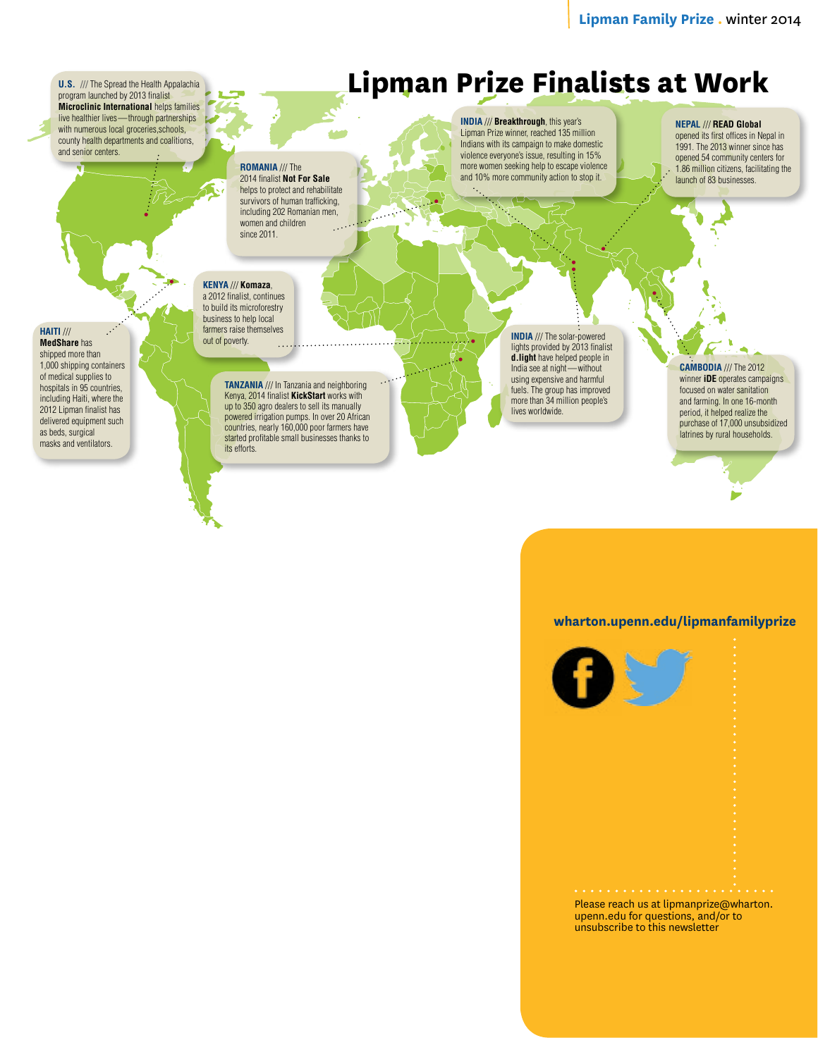# Lipman Prize Finalists at Work

**U.S.** /// The Spread the Health Appalachia program launched by 2013 finalist **Microclinic International** helps families live healthier lives—through partnerships with numerous local groceries,schools, county health departments and coalitions, and senior centers.

**ROMANIA** /// The 2014 finalist **Not For Sale** helps to protect and rehabilitate survivors of human trafficking, including 202 Romanian men, women and children since 2011.

**INDIA** /// **Breakthrough**, this year's Lipman Prize winner, reached 135 million Indians with its campaign to make domestic violence everyone's issue, resulting in 15% more women seeking help to escape violence and 10% more community action to stop it.

**NEPAL** /// **READ Global** opened its first offices in Nepal in 1991. The 2013 winner since has opened 54 community centers for 1.86 million citizens, facilitating the launch of 83 businesses.

**HAITI** /// **MedShare** has shipped more than 1,000 shipping containers of medical supplies to hospitals in 95 countries, including Haiti, where the 2012 Lipman finalist has delivered equipment such as beds, surgical masks and ventilators.

**KENYA** /// **Komaza**, a 2012 finalist, continues to build its microforestry business to help local farmers raise themselves out of poverty.

**TANZANIA** /// In Tanzania and neighboring Kenya, 2014 finalist **KickStart** works with up to 350 agro dealers to sell its manually powered irrigation pumps. In over 20 African countries, nearly 160,000 poor farmers have started profitable small businesses thanks to its efforts.

**INDIA** /// The solar-powered lights provided by 2013 finalist **d.light** have helped people in India see at night—without using expensive and harmful fuels. The group has improved more than 34 million people's lives worldwide.

**CAMBODIA** /// The 2012 winner **iDE** operates campaigns focused on water sanitation and farming. In one 16-month period, it helped realize the purchase of 17,000 unsubsidized latrines by rural households.

**wharton.upenn.edu/lipmanfamilyprize**

Please reach us at lipmanprize@wharton.upenn.edu for questions, and/or to unsubscribe to this newsletter